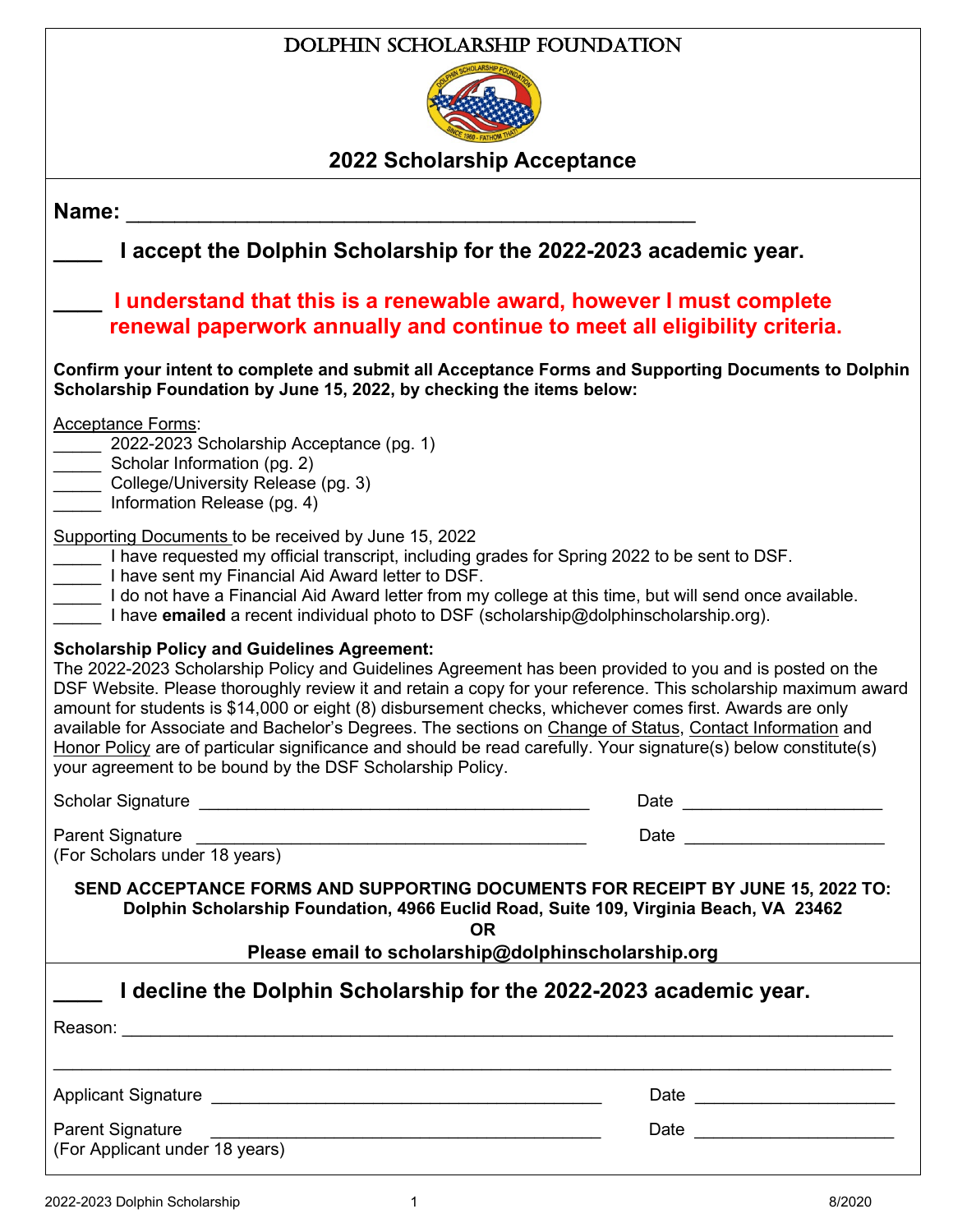# DOLPHIN SCHOLARSHIP FOUNDATION

## 2022 Scholarship Acceptance

**Name:** ___________________________________________________

**____ I accept the Dolphin Scholarship for the 2022-2023 academic year.**

**____ I understand that this is a renewable award, however I must complete renewal paperwork annually and continue to meet all eligibility criteria.**

**Confirm your intent to complete and submit all Acceptance Forms and Supporting Documents to Dolphin Scholarship Foundation by June 15, 2022, by checking the items below:**

Acceptance Forms:

_____ 2022-2023 Scholarship Acceptance (pg. 1)
_____ Scholar Information (pg. 2)
_____ College/University Release (pg. 3)
_____ Information Release (pg. 4)

Supporting Documents to be received by June 15, 2022

_____ I have requested my official transcript, including grades for Spring 2022 to be sent to DSF.
_____ I have sent my Financial Aid Award letter to DSF.
_____ I do not have a Financial Aid Award letter from my college at this time, but will send once available.
_____ I have **emailed** a recent individual photo to DSF (scholarship@dolphinscholarship.org).

**Scholarship Policy and Guidelines Agreement:**
The 2022-2023 Scholarship Policy and Guidelines Agreement has been provided to you and is posted on the DSF Website. Please thoroughly review it and retain a copy for your reference. This scholarship maximum award amount for students is $14,000 or eight (8) disbursement checks, whichever comes first. Awards are only available for Associate and Bachelor's Degrees. The sections on Change of Status, Contact Information and Honor Policy are of particular significance and should be read carefully. Your signature(s) below constitute(s) your agreement to be bound by the DSF Scholarship Policy.

Scholar Signature ________________________________________ Date ____________________

Parent Signature ________________________________________ Date ____________________
(For Scholars under 18 years)

**SEND ACCEPTANCE FORMS AND SUPPORTING DOCUMENTS FOR RECEIPT BY JUNE 15, 2022 TO:**
**Dolphin Scholarship Foundation, 4966 Euclid Road, Suite 109, Virginia Beach, VA 23462**
**OR**
**Please email to scholarship@dolphinscholarship.org**

**____ I decline the Dolphin Scholarship for the 2022-2023 academic year.**

Reason: ____________________________________________________________________________

____________________________________________________________________________________

Applicant Signature ________________________________________ Date ____________________

Parent Signature ________________________________________ Date ____________________
(For Applicant under 18 years)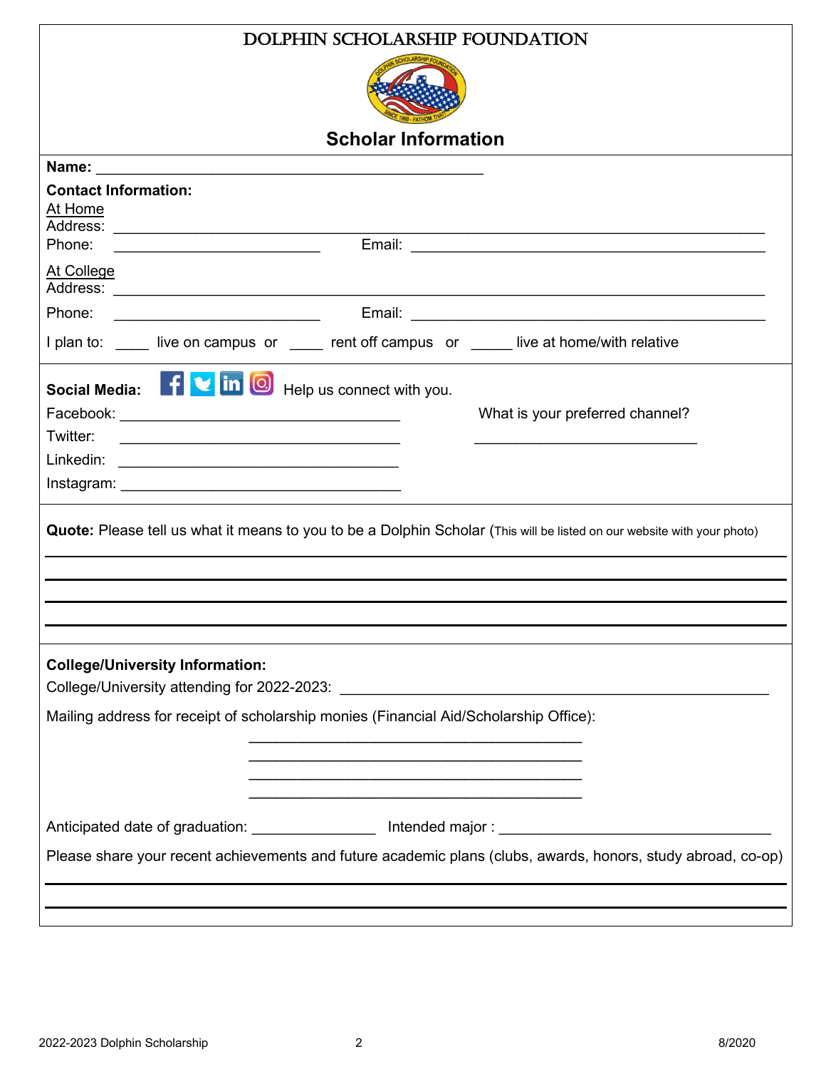# DOLPHIN SCHOLARSHIP FOUNDATION

## Scholar Information

**Name:** ______________________________________________

**Contact Information:**

At Home

Address: ______________________________________________________________________________

Phone: ________________________ Email: __________________________________________

At College

Address: ______________________________________________________________________________

Phone: ________________________ Email: __________________________________________

I plan to: ____ live on campus or ____ rent off campus or _____ live at home/with relative

**Social Media:** Help us connect with you.

Facebook: ________________________________

Twitter: ________________________________

Linkedin: ________________________________

Instagram: ________________________________

What is your preferred channel?

__________________________

**Quote:** Please tell us what it means to you to be a Dolphin Scholar (This will be listed on our website with your photo)

______________________________________________________________________________

______________________________________________________________________________

______________________________________________________________________________

______________________________________________________________________________

**College/University Information:**

College/University attending for 2022-2023: ___________________________________________________

Mailing address for receipt of scholarship monies (Financial Aid/Scholarship Office):

________________________________________

________________________________________

________________________________________

________________________________________

Anticipated date of graduation: ______________ Intended major : ______________________________

Please share your recent achievements and future academic plans (clubs, awards, honors, study abroad, co-op)

______________________________________________________________________________

______________________________________________________________________________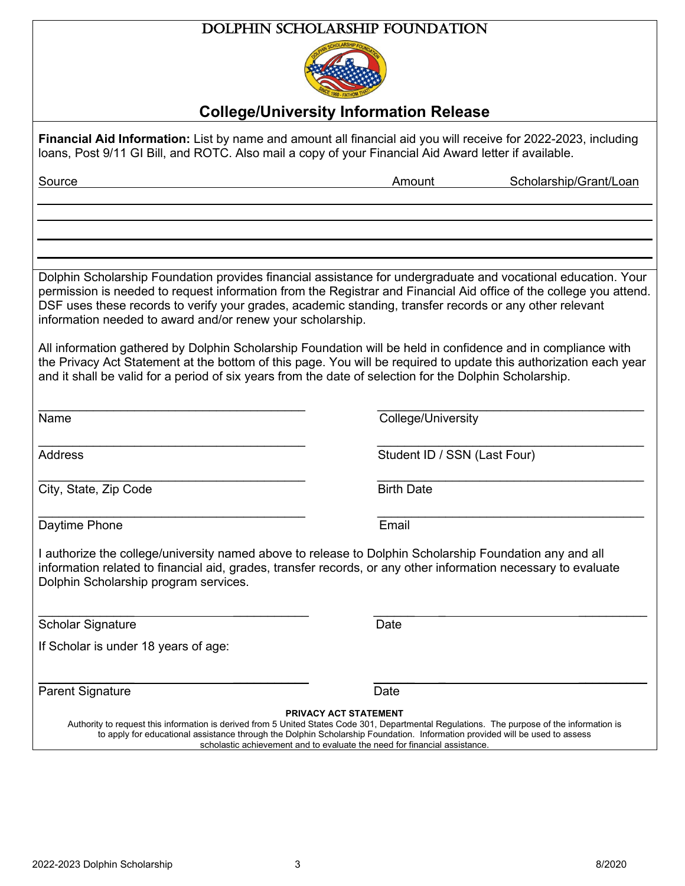# DOLPHIN SCHOLARSHIP FOUNDATION

## College/University Information Release

**Financial Aid Information:** List by name and amount all financial aid you will receive for 2022-2023, including loans, Post 9/11 GI Bill, and ROTC. Also mail a copy of your Financial Aid Award letter if available.

| Source | Amount | Scholarship/Grant/Loan |
| --- | --- | --- |
| | | |
| | | |
| | | |
| | | |

Dolphin Scholarship Foundation provides financial assistance for undergraduate and vocational education. Your permission is needed to request information from the Registrar and Financial Aid office of the college you attend. DSF uses these records to verify your grades, academic standing, transfer records or any other relevant information needed to award and/or renew your scholarship.

All information gathered by Dolphin Scholarship Foundation will be held in confidence and in compliance with the Privacy Act Statement at the bottom of this page. You will be required to update this authorization each year and it shall be valid for a period of six years from the date of selection for the Dolphin Scholarship.

______________________________________
Name

______________________________________
College/University

______________________________________
Address

______________________________________
Student ID / SSN (Last Four)

______________________________________
City, State, Zip Code

______________________________________
Birth Date

______________________________________
Daytime Phone

______________________________________
Email

I authorize the college/university named above to release to Dolphin Scholarship Foundation any and all information related to financial aid, grades, transfer records, or any other information necessary to evaluate Dolphin Scholarship program services.

______________________________________
Scholar Signature

______________________________________
Date

If Scholar is under 18 years of age:

______________________________________
Parent Signature

______________________________________
Date

**PRIVACY ACT STATEMENT**

Authority to request this information is derived from 5 United States Code 301, Departmental Regulations. The purpose of the information is to apply for educational assistance through the Dolphin Scholarship Foundation. Information provided will be used to assess scholastic achievement and to evaluate the need for financial assistance.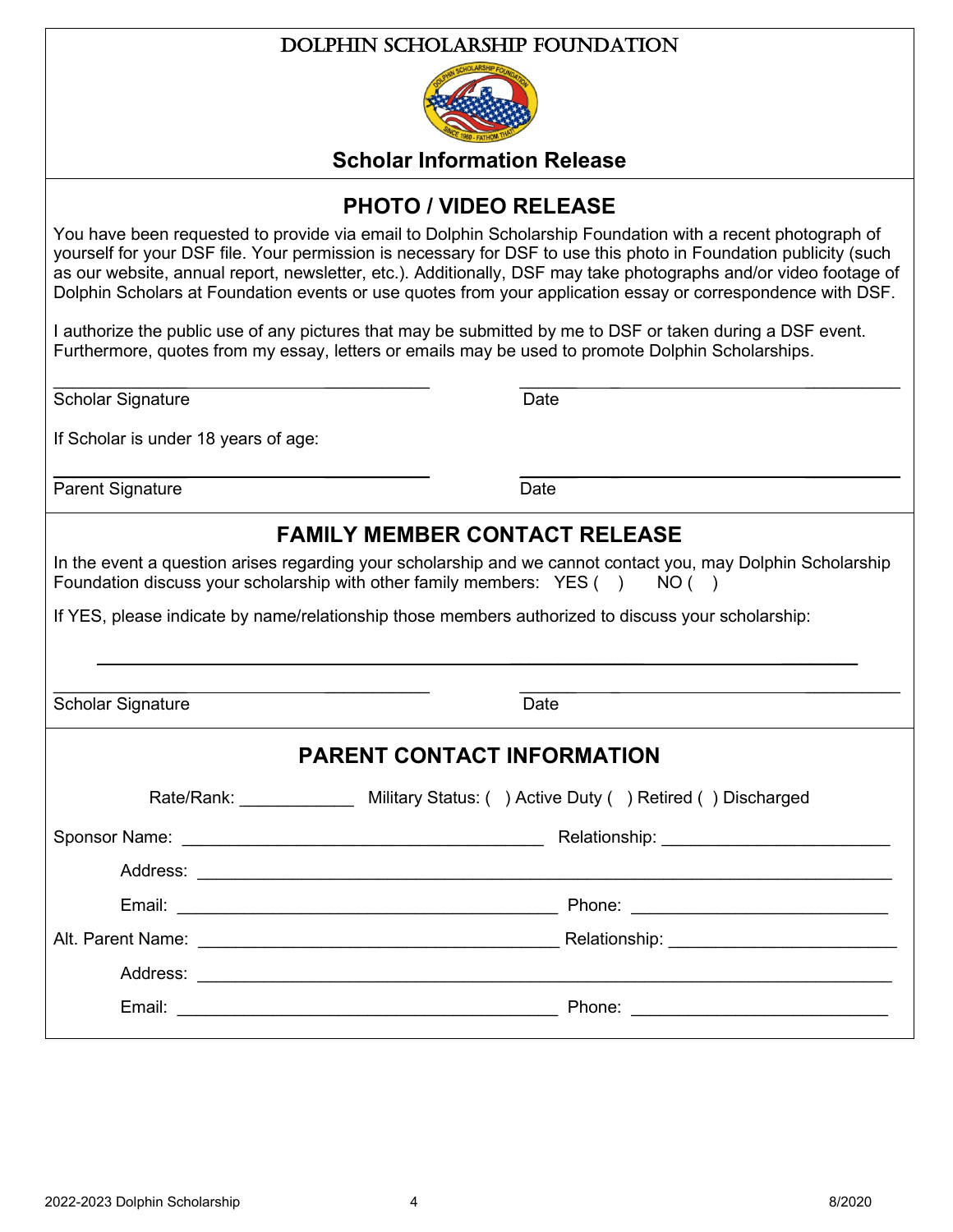# DOLPHIN SCHOLARSHIP FOUNDATION

## Scholar Information Release

## PHOTO / VIDEO RELEASE

You have been requested to provide via email to Dolphin Scholarship Foundation with a recent photograph of yourself for your DSF file. Your permission is necessary for DSF to use this photo in Foundation publicity (such as our website, annual report, newsletter, etc.). Additionally, DSF may take photographs and/or video footage of Dolphin Scholars at Foundation events or use quotes from your application essay or correspondence with DSF.

I authorize the public use of any pictures that may be submitted by me to DSF or taken during a DSF event. Furthermore, quotes from my essay, letters or emails may be used to promote Dolphin Scholarships.

\_\_\_\_\_\_\_\_\_\_\_\_\_\_\_\_\_\_\_\_\_\_\_\_\_\_\_\_\_\_\_\_\_\_\_\_ \_\_\_\_\_\_\_\_\_\_\_\_\_\_\_\_\_\_\_\_\_\_\_\_\_\_\_\_\_\_\_\_\_\_\_\_

Scholar Signature Date

If Scholar is under 18 years of age:

\_\_\_\_\_\_\_\_\_\_\_\_\_\_\_\_\_\_\_\_\_\_\_\_\_\_\_\_\_\_\_\_\_\_\_\_ \_\_\_\_\_\_\_\_\_\_\_\_\_\_\_\_\_\_\_\_\_\_\_\_\_\_\_\_\_\_\_\_\_\_\_\_

Parent Signature Date

## FAMILY MEMBER CONTACT RELEASE

In the event a question arises regarding your scholarship and we cannot contact you, may Dolphin Scholarship Foundation discuss your scholarship with other family members: YES ( ) NO ( )

If YES, please indicate by name/relationship those members authorized to discuss your scholarship:

\_\_\_\_\_\_\_\_\_\_\_\_\_\_\_\_\_\_\_\_\_\_\_\_\_\_\_\_\_\_\_\_\_\_\_\_\_\_\_\_\_\_\_\_\_\_\_\_\_\_\_\_\_\_\_\_\_\_\_\_\_\_\_\_\_\_\_\_

\_\_\_\_\_\_\_\_\_\_\_\_\_\_\_\_\_\_\_\_\_\_\_\_\_\_\_\_\_\_\_\_\_\_\_\_ \_\_\_\_\_\_\_\_\_\_\_\_\_\_\_\_\_\_\_\_\_\_\_\_\_\_\_\_\_\_\_\_\_\_\_\_

Scholar Signature Date

## PARENT CONTACT INFORMATION

Rate/Rank: \_\_\_\_\_\_\_\_\_\_\_\_ Military Status: ( ) Active Duty ( ) Retired ( ) Discharged

Sponsor Name: \_\_\_\_\_\_\_\_\_\_\_\_\_\_\_\_\_\_\_\_\_\_\_\_\_\_\_\_\_\_\_\_\_\_\_\_\_\_ Relationship: \_\_\_\_\_\_\_\_\_\_\_\_\_\_\_\_\_\_\_\_\_\_\_\_

Address: \_\_\_\_\_\_\_\_\_\_\_\_\_\_\_\_\_\_\_\_\_\_\_\_\_\_\_\_\_\_\_\_\_\_\_\_\_\_\_\_\_\_\_\_\_\_\_\_\_\_\_\_\_\_\_\_\_\_\_\_\_\_\_\_\_\_\_\_\_\_\_\_\_

Email: \_\_\_\_\_\_\_\_\_\_\_\_\_\_\_\_\_\_\_\_\_\_\_\_\_\_\_\_\_\_\_\_\_\_\_\_\_\_\_\_ Phone: \_\_\_\_\_\_\_\_\_\_\_\_\_\_\_\_\_\_\_\_\_\_\_\_\_\_\_

Alt. Parent Name: \_\_\_\_\_\_\_\_\_\_\_\_\_\_\_\_\_\_\_\_\_\_\_\_\_\_\_\_\_\_\_\_\_\_\_\_\_\_ Relationship: \_\_\_\_\_\_\_\_\_\_\_\_\_\_\_\_\_\_\_\_\_\_\_\_

Address: \_\_\_\_\_\_\_\_\_\_\_\_\_\_\_\_\_\_\_\_\_\_\_\_\_\_\_\_\_\_\_\_\_\_\_\_\_\_\_\_\_\_\_\_\_\_\_\_\_\_\_\_\_\_\_\_\_\_\_\_\_\_\_\_\_\_\_\_\_\_\_\_\_

Email: \_\_\_\_\_\_\_\_\_\_\_\_\_\_\_\_\_\_\_\_\_\_\_\_\_\_\_\_\_\_\_\_\_\_\_\_\_\_\_\_ Phone: \_\_\_\_\_\_\_\_\_\_\_\_\_\_\_\_\_\_\_\_\_\_\_\_\_\_\_

2022-2023 Dolphin Scholarship 8/2020